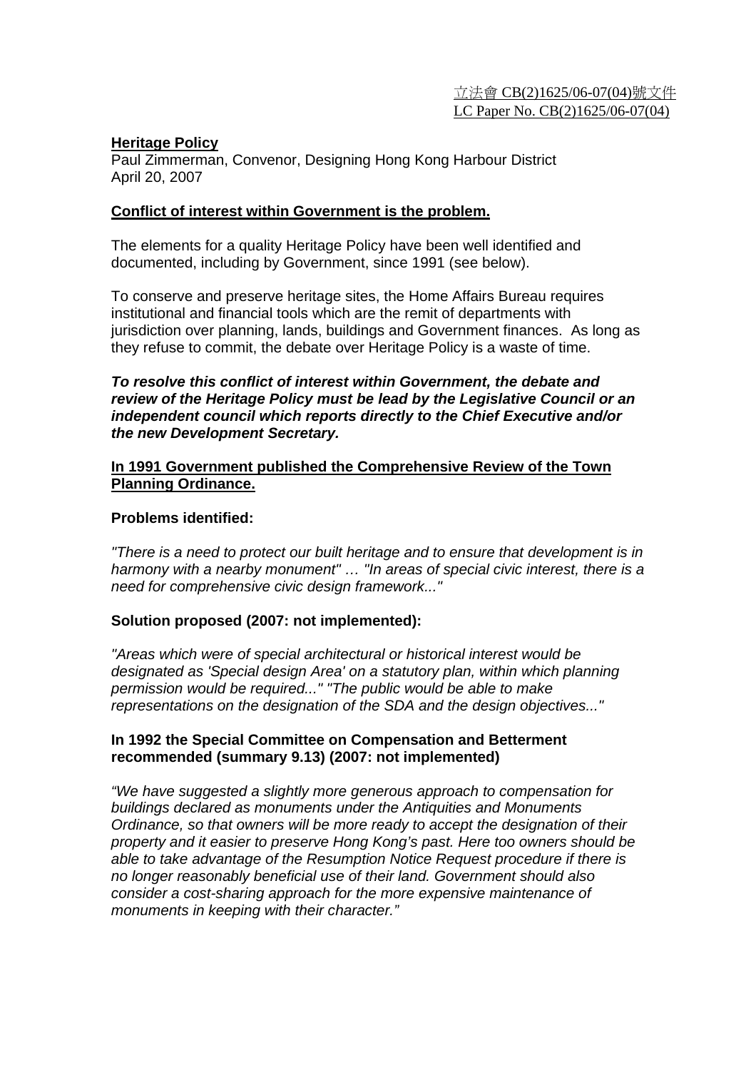立法會 CB(2)1625/06-07(04)號文件
LC Paper No. CB(2)1625/06-07(04)

**Heritage Policy**
Paul Zimmerman, Convenor, Designing Hong Kong Harbour District
April 20, 2007

**Conflict of interest within Government is the problem.**

The elements for a quality Heritage Policy have been well identified and documented, including by Government, since 1991 (see below).

To conserve and preserve heritage sites, the Home Affairs Bureau requires institutional and financial tools which are the remit of departments with jurisdiction over planning, lands, buildings and Government finances. As long as they refuse to commit, the debate over Heritage Policy is a waste of time.

***To resolve this conflict of interest within Government, the debate and review of the Heritage Policy must be lead by the Legislative Council or an independent council which reports directly to the Chief Executive and/or the new Development Secretary.***

**In 1991 Government published the Comprehensive Review of the Town Planning Ordinance.**

**Problems identified:**

*"There is a need to protect our built heritage and to ensure that development is in harmony with a nearby monument" … "In areas of special civic interest, there is a need for comprehensive civic design framework..."*

**Solution proposed (2007: not implemented):**

*"Areas which were of special architectural or historical interest would be designated as 'Special design Area' on a statutory plan, within which planning permission would be required..." "The public would be able to make representations on the designation of the SDA and the design objectives..."*

**In 1992 the Special Committee on Compensation and Betterment recommended (summary 9.13) (2007: not implemented)**

*"We have suggested a slightly more generous approach to compensation for buildings declared as monuments under the Antiquities and Monuments Ordinance, so that owners will be more ready to accept the designation of their property and it easier to preserve Hong Kong's past. Here too owners should be able to take advantage of the Resumption Notice Request procedure if there is no longer reasonably beneficial use of their land. Government should also consider a cost-sharing approach for the more expensive maintenance of monuments in keeping with their character."*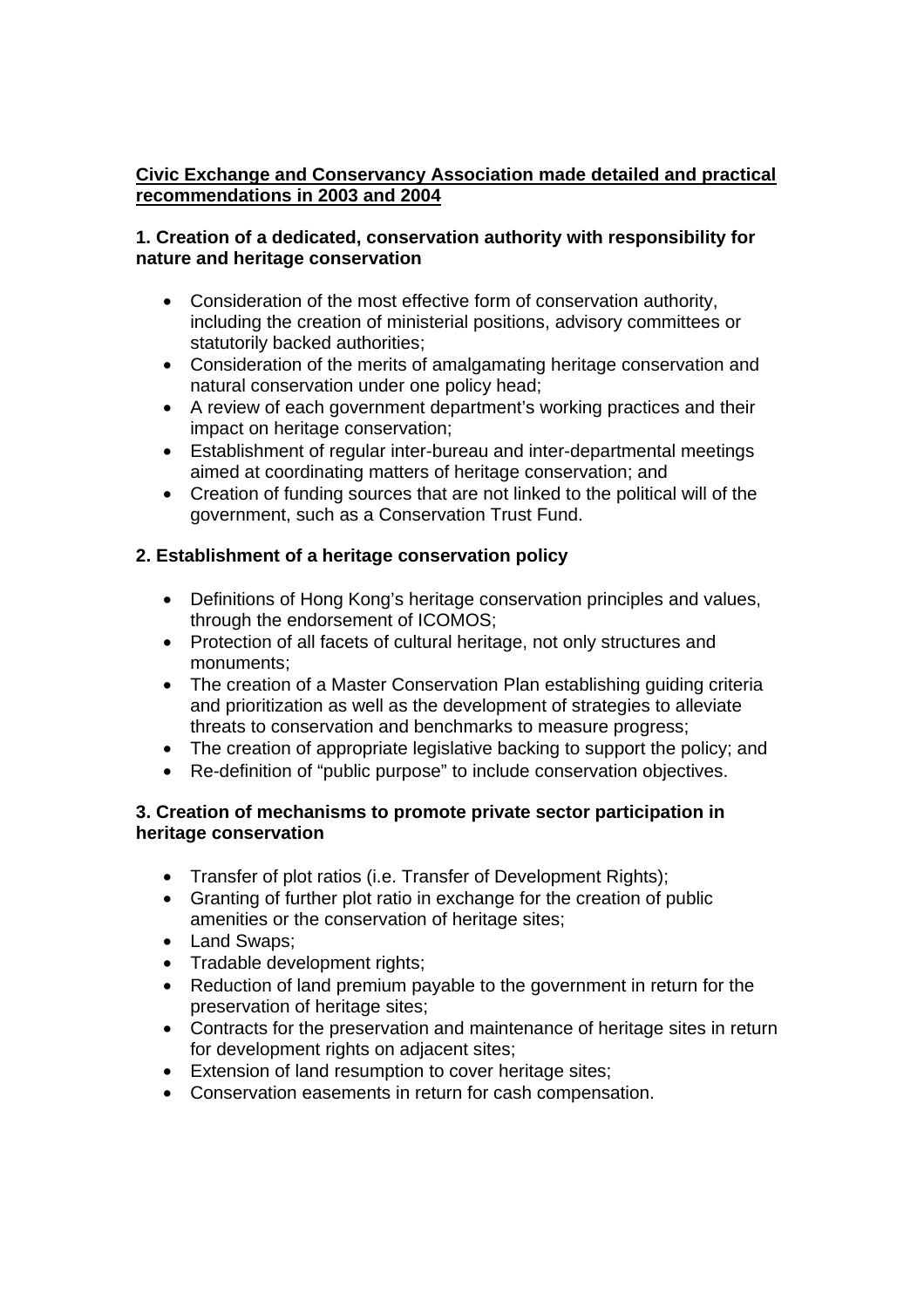**Civic Exchange and Conservancy Association made detailed and practical recommendations in 2003 and 2004**

**1. Creation of a dedicated, conservation authority with responsibility for nature and heritage conservation**

- Consideration of the most effective form of conservation authority, including the creation of ministerial positions, advisory committees or statutorily backed authorities;
- Consideration of the merits of amalgamating heritage conservation and natural conservation under one policy head;
- A review of each government department's working practices and their impact on heritage conservation;
- Establishment of regular inter-bureau and inter-departmental meetings aimed at coordinating matters of heritage conservation; and
- Creation of funding sources that are not linked to the political will of the government, such as a Conservation Trust Fund.

**2. Establishment of a heritage conservation policy**

- Definitions of Hong Kong's heritage conservation principles and values, through the endorsement of ICOMOS;
- Protection of all facets of cultural heritage, not only structures and monuments;
- The creation of a Master Conservation Plan establishing guiding criteria and prioritization as well as the development of strategies to alleviate threats to conservation and benchmarks to measure progress;
- The creation of appropriate legislative backing to support the policy; and
- Re-definition of "public purpose" to include conservation objectives.

**3. Creation of mechanisms to promote private sector participation in heritage conservation**

- Transfer of plot ratios (i.e. Transfer of Development Rights);
- Granting of further plot ratio in exchange for the creation of public amenities or the conservation of heritage sites;
- Land Swaps;
- Tradable development rights;
- Reduction of land premium payable to the government in return for the preservation of heritage sites;
- Contracts for the preservation and maintenance of heritage sites in return for development rights on adjacent sites;
- Extension of land resumption to cover heritage sites;
- Conservation easements in return for cash compensation.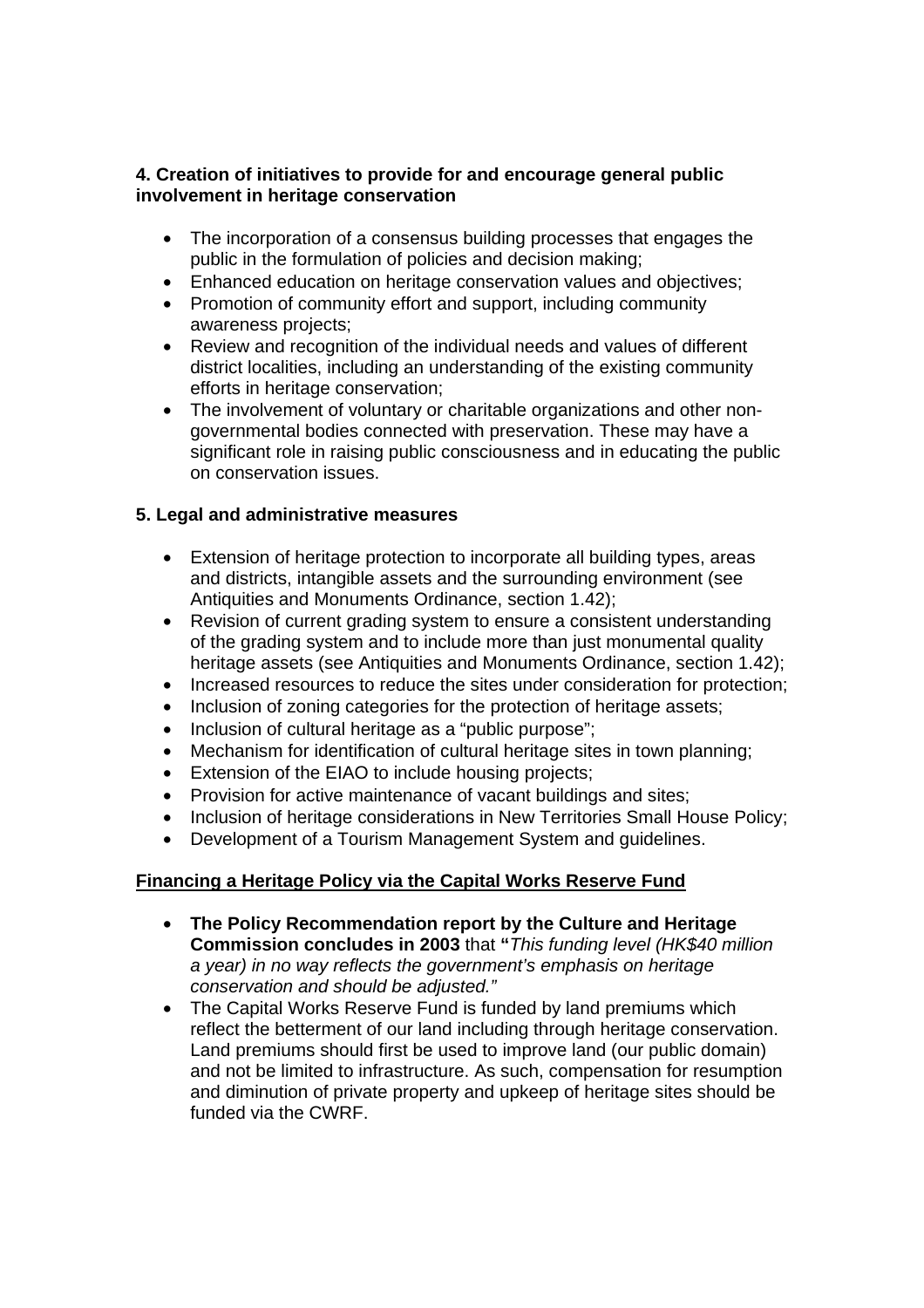**4. Creation of initiatives to provide for and encourage general public involvement in heritage conservation**

- The incorporation of a consensus building processes that engages the public in the formulation of policies and decision making;
- Enhanced education on heritage conservation values and objectives;
- Promotion of community effort and support, including community awareness projects;
- Review and recognition of the individual needs and values of different district localities, including an understanding of the existing community efforts in heritage conservation;
- The involvement of voluntary or charitable organizations and other non-governmental bodies connected with preservation. These may have a significant role in raising public consciousness and in educating the public on conservation issues.

**5. Legal and administrative measures**

- Extension of heritage protection to incorporate all building types, areas and districts, intangible assets and the surrounding environment (see Antiquities and Monuments Ordinance, section 1.42);
- Revision of current grading system to ensure a consistent understanding of the grading system and to include more than just monumental quality heritage assets (see Antiquities and Monuments Ordinance, section 1.42);
- Increased resources to reduce the sites under consideration for protection;
- Inclusion of zoning categories for the protection of heritage assets;
- Inclusion of cultural heritage as a "public purpose";
- Mechanism for identification of cultural heritage sites in town planning;
- Extension of the EIAO to include housing projects;
- Provision for active maintenance of vacant buildings and sites;
- Inclusion of heritage considerations in New Territories Small House Policy;
- Development of a Tourism Management System and guidelines.

**Financing a Heritage Policy via the Capital Works Reserve Fund**

- **The Policy Recommendation report by the Culture and Heritage Commission concludes in 2003** that **"***This funding level (HK$40 million a year) in no way reflects the government's emphasis on heritage conservation and should be adjusted."*
- The Capital Works Reserve Fund is funded by land premiums which reflect the betterment of our land including through heritage conservation. Land premiums should first be used to improve land (our public domain) and not be limited to infrastructure. As such, compensation for resumption and diminution of private property and upkeep of heritage sites should be funded via the CWRF.